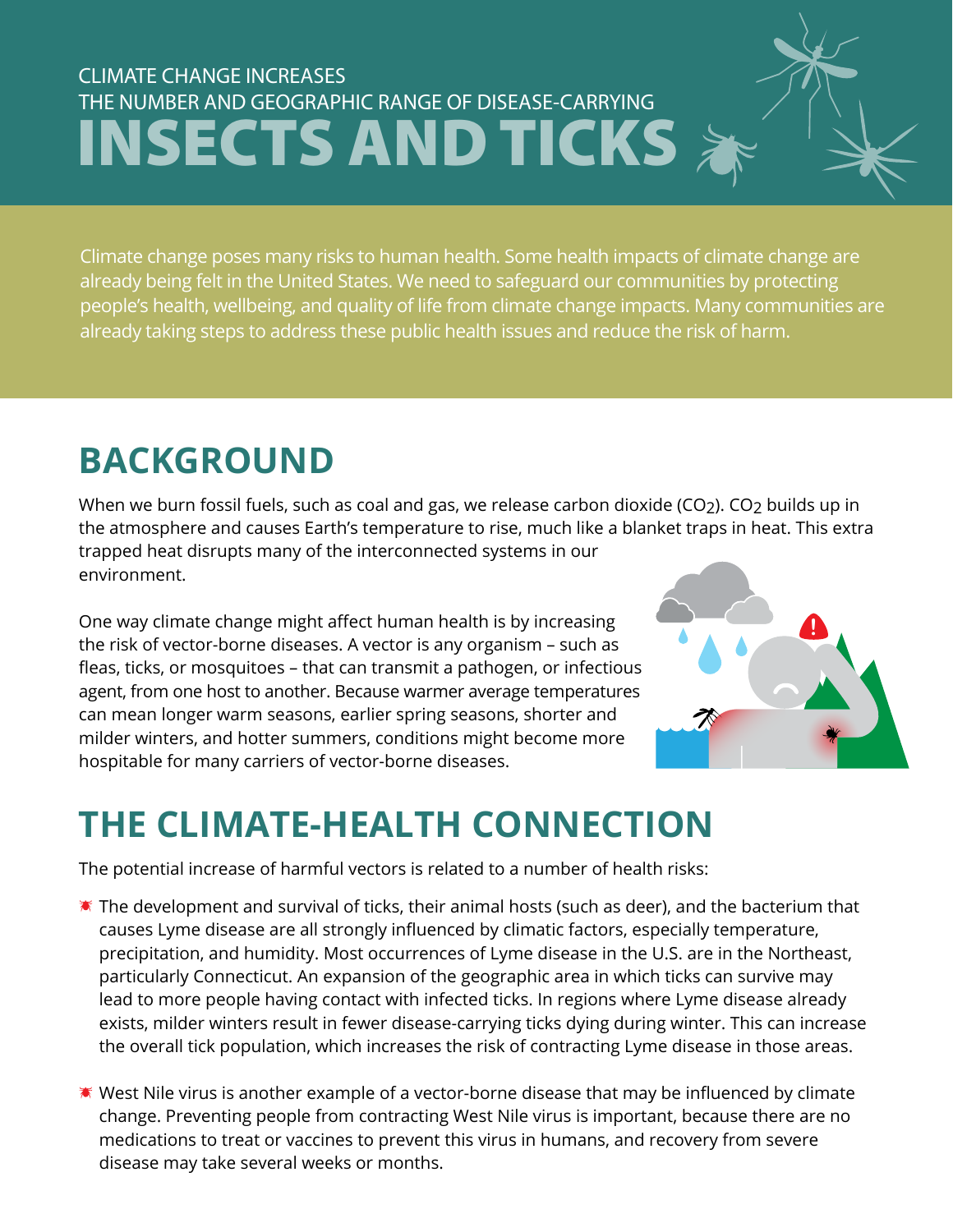CLIMATE CHANGE INCREASES THE NUMBER AND GEOGRAPHIC RANGE OF DISEASE-CARRYING

# INSECTS AND TICKS

Climate change poses many risks to human health. Some health impacts of climate change are already being felt in the United States. We need to safeguard our communities by protecting people's health, wellbeing, and quality of life from climate change impacts. Many communities are already taking steps to address these public health issues and reduce the risk of harm.

## BACKGROUND

When we burn fossil fuels, such as coal and gas, we release carbon dioxide ($CO_2$). $CO_2$ builds up in the atmosphere and causes Earth's temperature to rise, much like a blanket traps in heat. This extra trapped heat disrupts many of the interconnected systems in our environment.

One way climate change might affect human health is by increasing the risk of vector-borne diseases. A vector is any organism – such as fleas, ticks, or mosquitoes – that can transmit a pathogen, or infectious agent, from one host to another. Because warmer average temperatures can mean longer warm seasons, earlier spring seasons, shorter and milder winters, and hotter summers, conditions might become more hospitable for many carriers of vector-borne diseases.

## THE CLIMATE-HEALTH CONNECTION

The potential increase of harmful vectors is related to a number of health risks:

- The development and survival of ticks, their animal hosts (such as deer), and the bacterium that causes Lyme disease are all strongly influenced by climatic factors, especially temperature, precipitation, and humidity. Most occurrences of Lyme disease in the U.S. are in the Northeast, particularly Connecticut. An expansion of the geographic area in which ticks can survive may lead to more people having contact with infected ticks. In regions where Lyme disease already exists, milder winters result in fewer disease-carrying ticks dying during winter. This can increase the overall tick population, which increases the risk of contracting Lyme disease in those areas.

- West Nile virus is another example of a vector-borne disease that may be influenced by climate change. Preventing people from contracting West Nile virus is important, because there are no medications to treat or vaccines to prevent this virus in humans, and recovery from severe disease may take several weeks or months.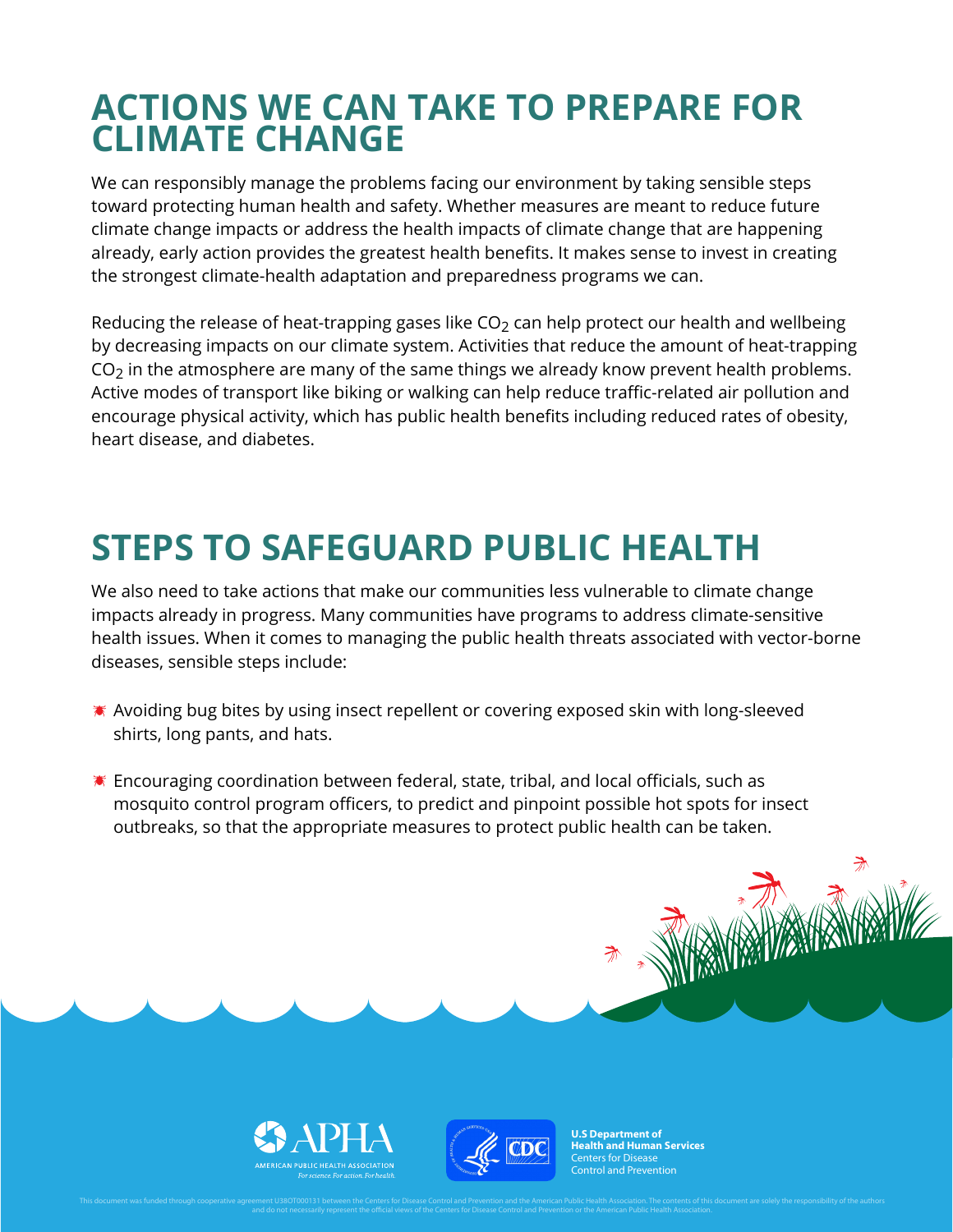## ACTIONS WE CAN TAKE TO PREPARE FOR CLIMATE CHANGE

We can responsibly manage the problems facing our environment by taking sensible steps toward protecting human health and safety. Whether measures are meant to reduce future climate change impacts or address the health impacts of climate change that are happening already, early action provides the greatest health benefits. It makes sense to invest in creating the strongest climate-health adaptation and preparedness programs we can.

Reducing the release of heat-trapping gases like $CO_2$ can help protect our health and wellbeing by decreasing impacts on our climate system. Activities that reduce the amount of heat-trapping $CO_2$ in the atmosphere are many of the same things we already know prevent health problems. Active modes of transport like biking or walking can help reduce traffic-related air pollution and encourage physical activity, which has public health benefits including reduced rates of obesity, heart disease, and diabetes.

## STEPS TO SAFEGUARD PUBLIC HEALTH

We also need to take actions that make our communities less vulnerable to climate change impacts already in progress. Many communities have programs to address climate-sensitive health issues. When it comes to managing the public health threats associated with vector-borne diseases, sensible steps include:

- Avoiding bug bites by using insect repellent or covering exposed skin with long-sleeved shirts, long pants, and hats.
- Encouraging coordination between federal, state, tribal, and local officials, such as mosquito control program officers, to predict and pinpoint possible hot spots for insect outbreaks, so that the appropriate measures to protect public health can be taken.

APHA
AMERICAN PUBLIC HEALTH ASSOCIATION
*For science. For action. For health.*

CDC

**U.S Department of Health and Human Services**
Centers for Disease Control and Prevention

This document was funded through cooperative agreement U38OT000131 between the Centers for Disease Control and Prevention and the American Public Health Association. The contents of this document are solely the responsibility of the authors and do not necessarily represent the official views of the Centers for Disease Control and Prevention or the American Public Health Association.